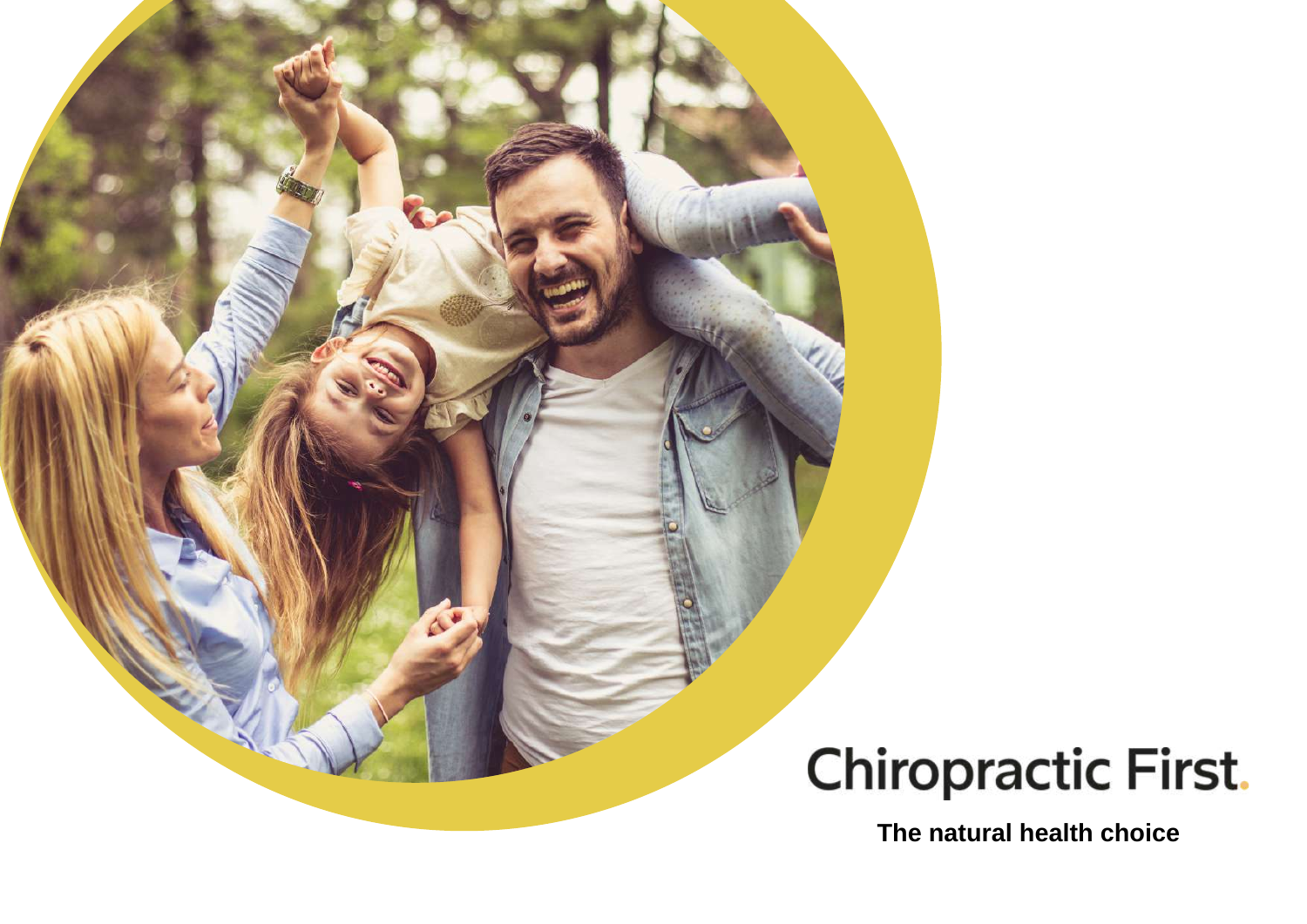# Chiropractic First.

**The natural health choice**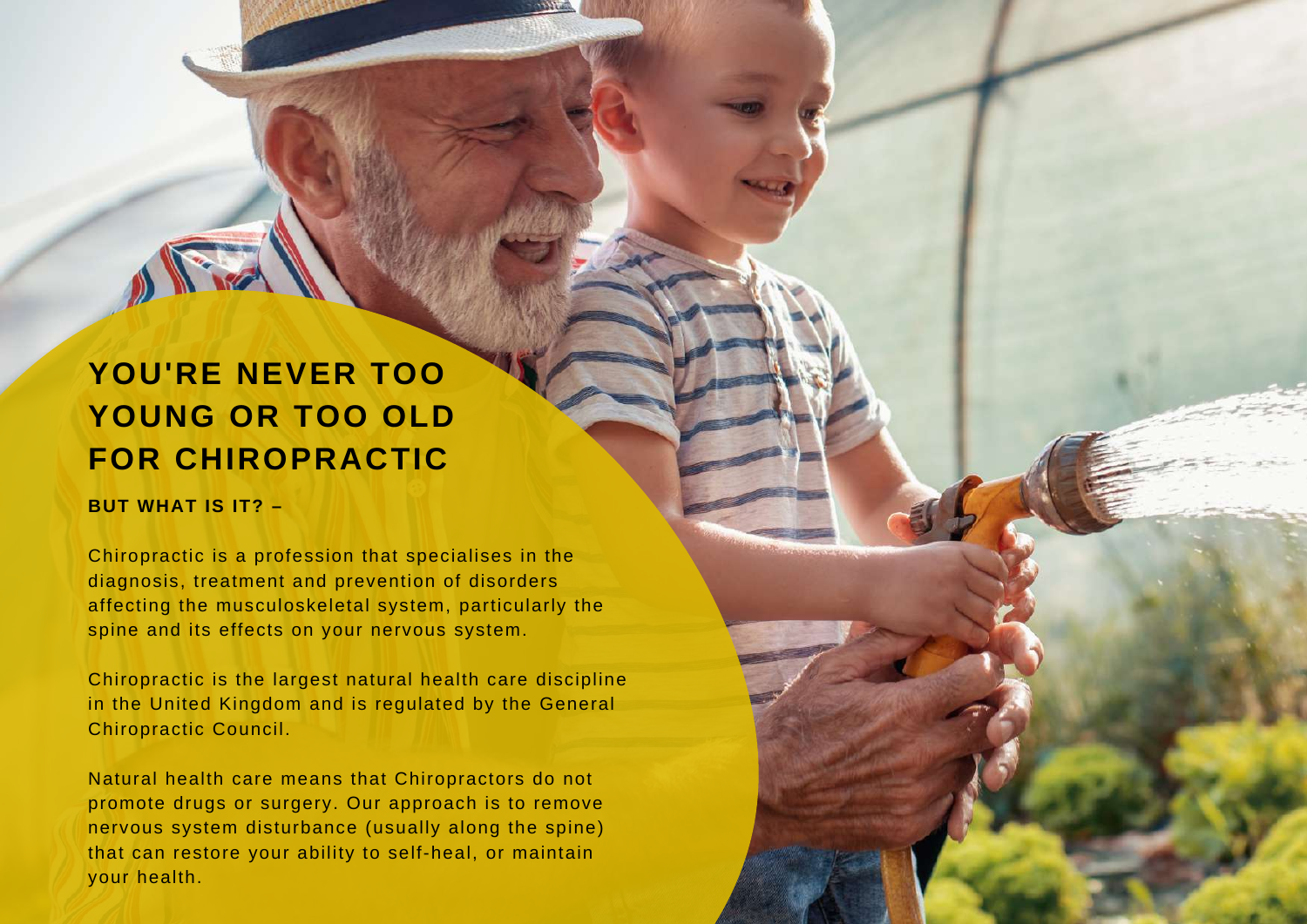# YOU'RE NEVER TOO YOUNG OR TOO OLD FOR CHIROPRACTIC

**BUT WHAT IS IT? –**

Chiropractic is a profession that specialises in the diagnosis, treatment and prevention of disorders affecting the musculoskeletal system, particularly the spine and its effects on your nervous system.

Chiropractic is the largest natural health care discipline in the United Kingdom and is regulated by the General Chiropractic Council.

Natural health care means that Chiropractors do not promote drugs or surgery. Our approach is to remove nervous system disturbance (usually along the spine) that can restore your ability to self-heal, or maintain your health.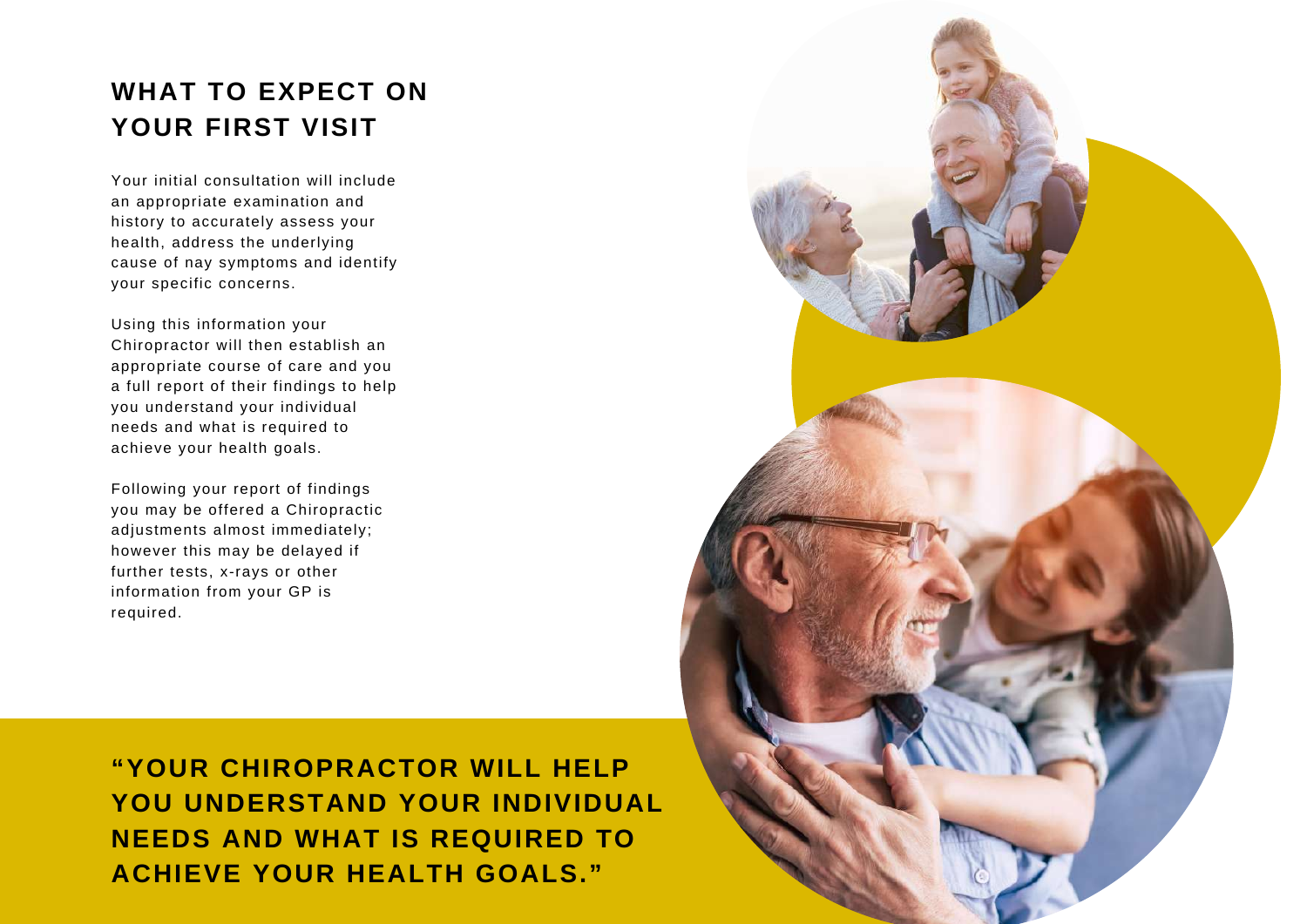## WHAT TO EXPECT ON YOUR FIRST VISIT

Your initial consultation will include an appropriate examination and history to accurately assess your health, address the underlying cause of nay symptoms and identify your specific concerns.

Using this information your Chiropractor will then establish an appropriate course of care and you a full report of their findings to help you understand your individual needs and what is required to achieve your health goals.

Following your report of findings you may be offered a Chiropractic adjustments almost immediately; however this may be delayed if further tests, x-rays or other information from your GP is required.

**"YOUR CHIROPRACTOR WILL HELP YOU UNDERSTAND YOUR INDIVIDUAL NEEDS AND WHAT IS REQUIRED TO ACHIEVE YOUR HEALTH GOALS."**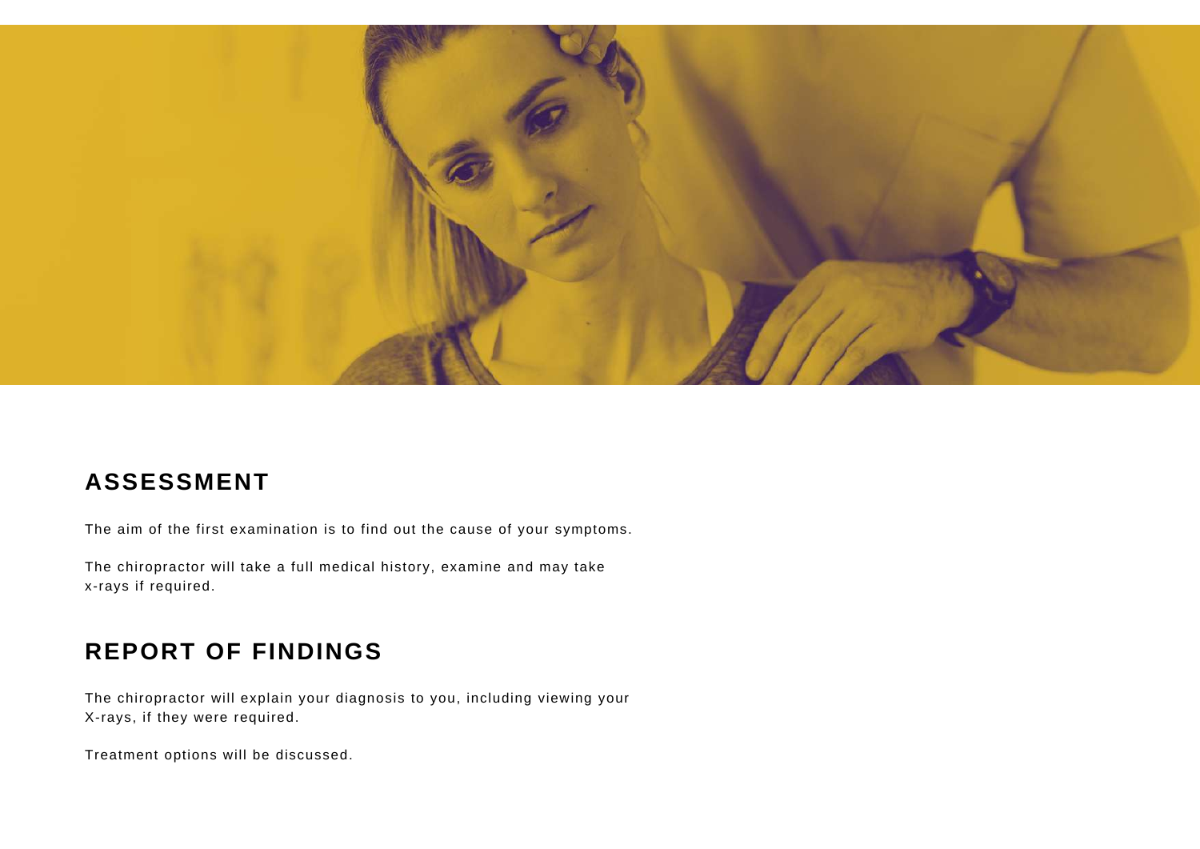## ASSESSMENT

The aim of the first examination is to find out the cause of your symptoms.

The chiropractor will take a full medical history, examine and may take x-rays if required.

## REPORT OF FINDINGS

The chiropractor will explain your diagnosis to you, including viewing your X-rays, if they were required.

Treatment options will be discussed.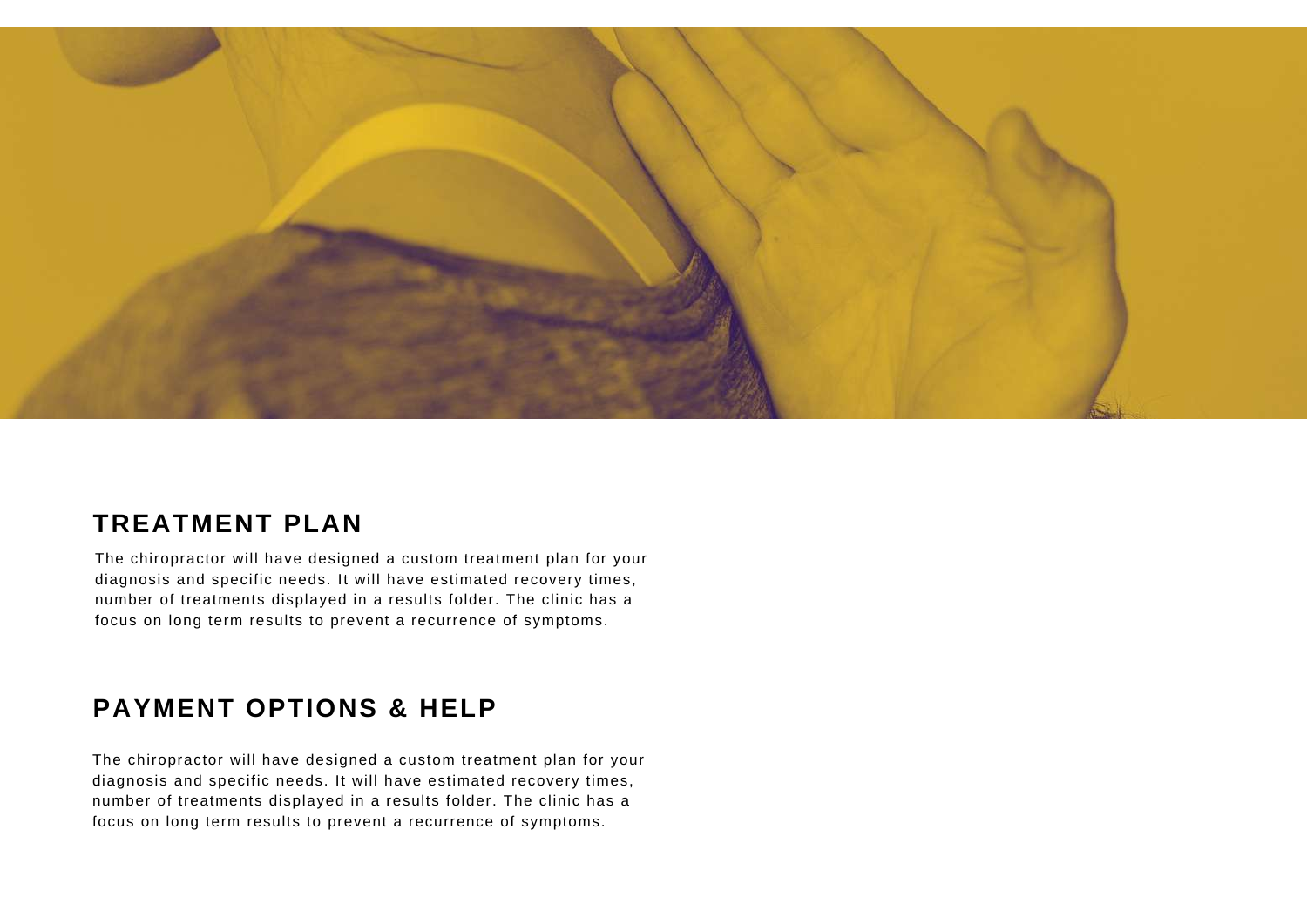## TREATMENT PLAN

The chiropractor will have designed a custom treatment plan for your diagnosis and specific needs. It will have estimated recovery times, number of treatments displayed in a results folder. The clinic has a focus on long term results to prevent a recurrence of symptoms.

## PAYMENT OPTIONS & HELP

The chiropractor will have designed a custom treatment plan for your diagnosis and specific needs. It will have estimated recovery times, number of treatments displayed in a results folder. The clinic has a focus on long term results to prevent a recurrence of symptoms.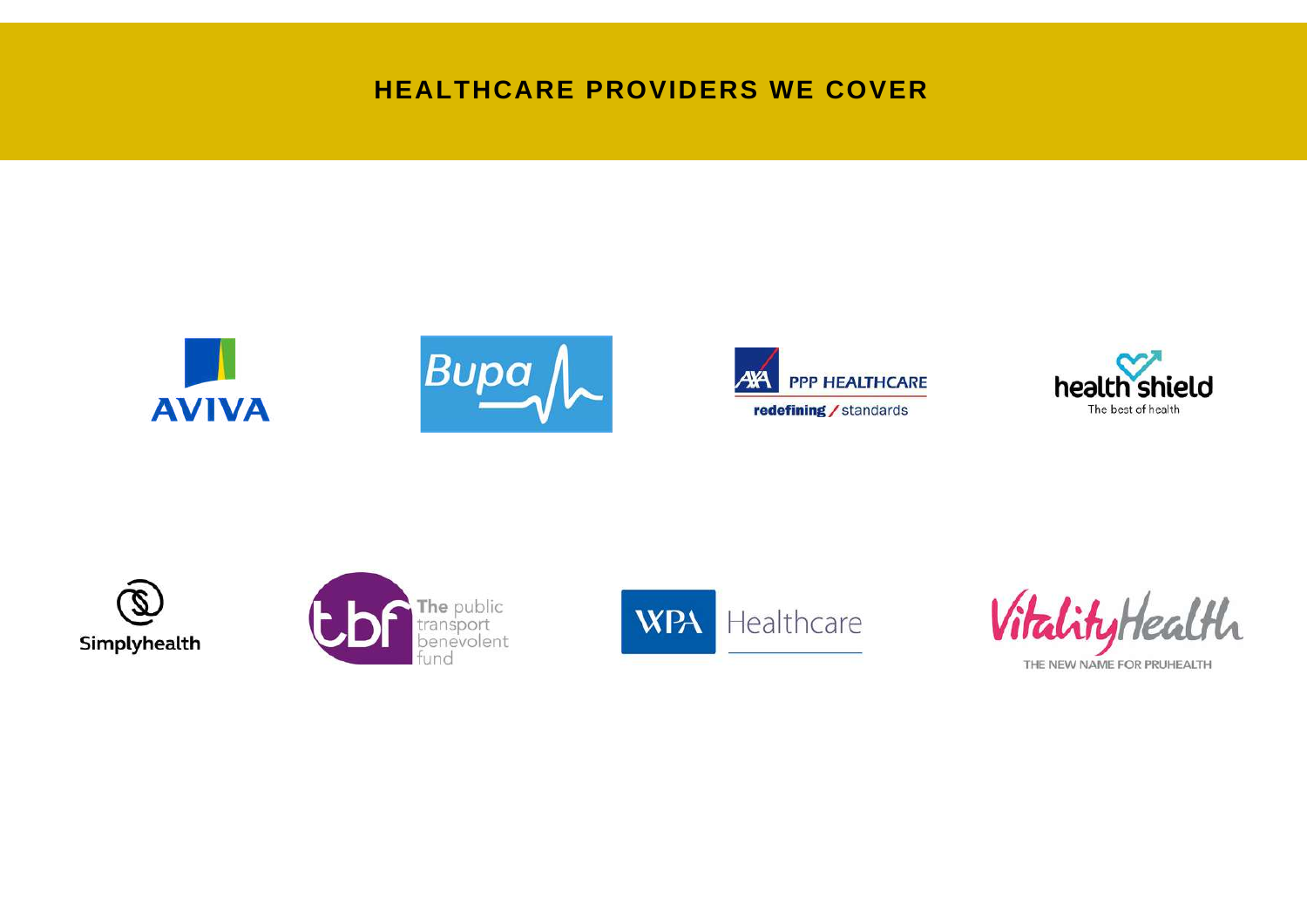# HEALTHCARE PROVIDERS WE COVER

AVIVA

Bupa

AXA PPP HEALTHCARE
redefining / standards

health shield
The best of health

Simplyhealth

tbf The public transport benevolent fund

WPA Healthcare

VitalityHealth
THE NEW NAME FOR PRUHEALTH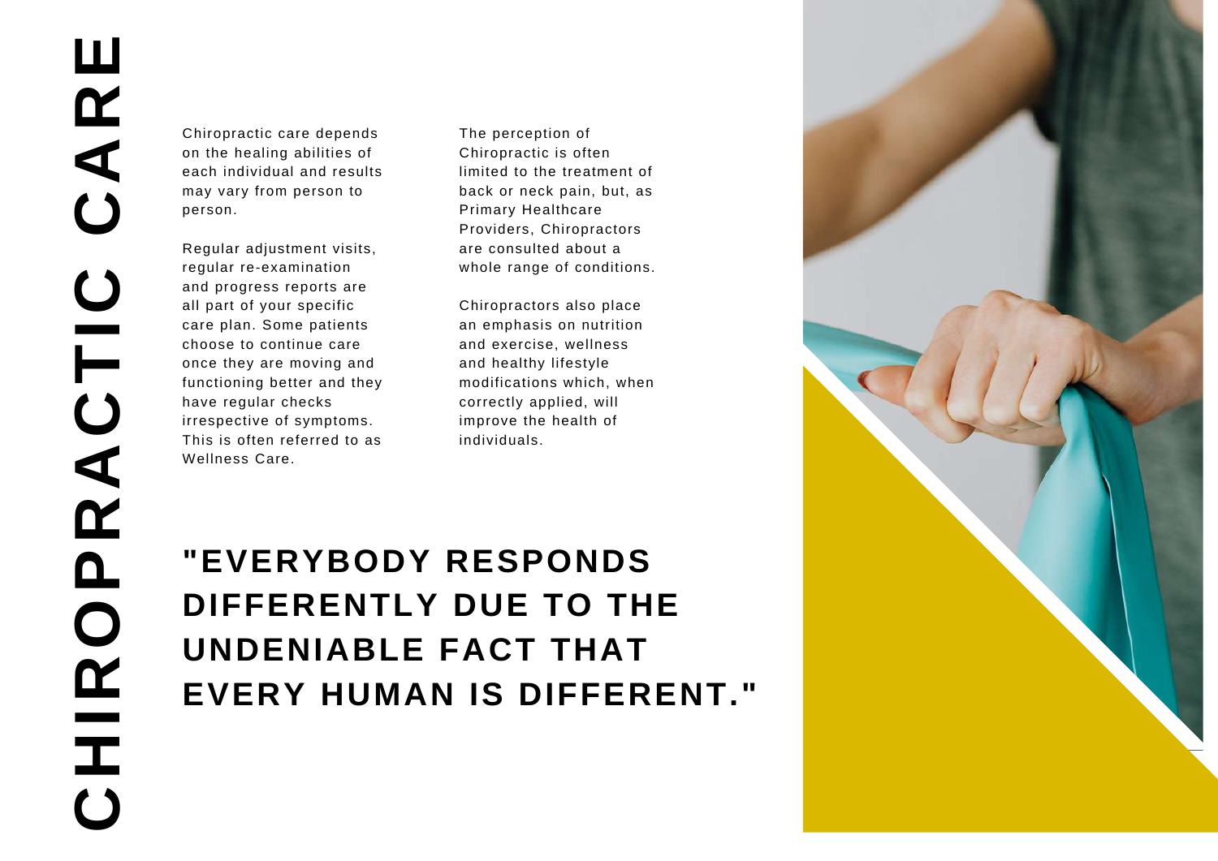# CHIROPRACTIC CARE

Chiropractic care depends on the healing abilities of each individual and results may vary from person to person.

Regular adjustment visits, regular re-examination and progress reports are all part of your specific care plan. Some patients choose to continue care once they are moving and functioning better and they have regular checks irrespective of symptoms. This is often referred to as Wellness Care.

The perception of Chiropractic is often limited to the treatment of back or neck pain, but, as Primary Healthcare Providers, Chiropractors are consulted about a whole range of conditions.

Chiropractors also place an emphasis on nutrition and exercise, wellness and healthy lifestyle modifications which, when correctly applied, will improve the health of individuals.

**"EVERYBODY RESPONDS DIFFERENTLY DUE TO THE UNDENIABLE FACT THAT EVERY HUMAN IS DIFFERENT."**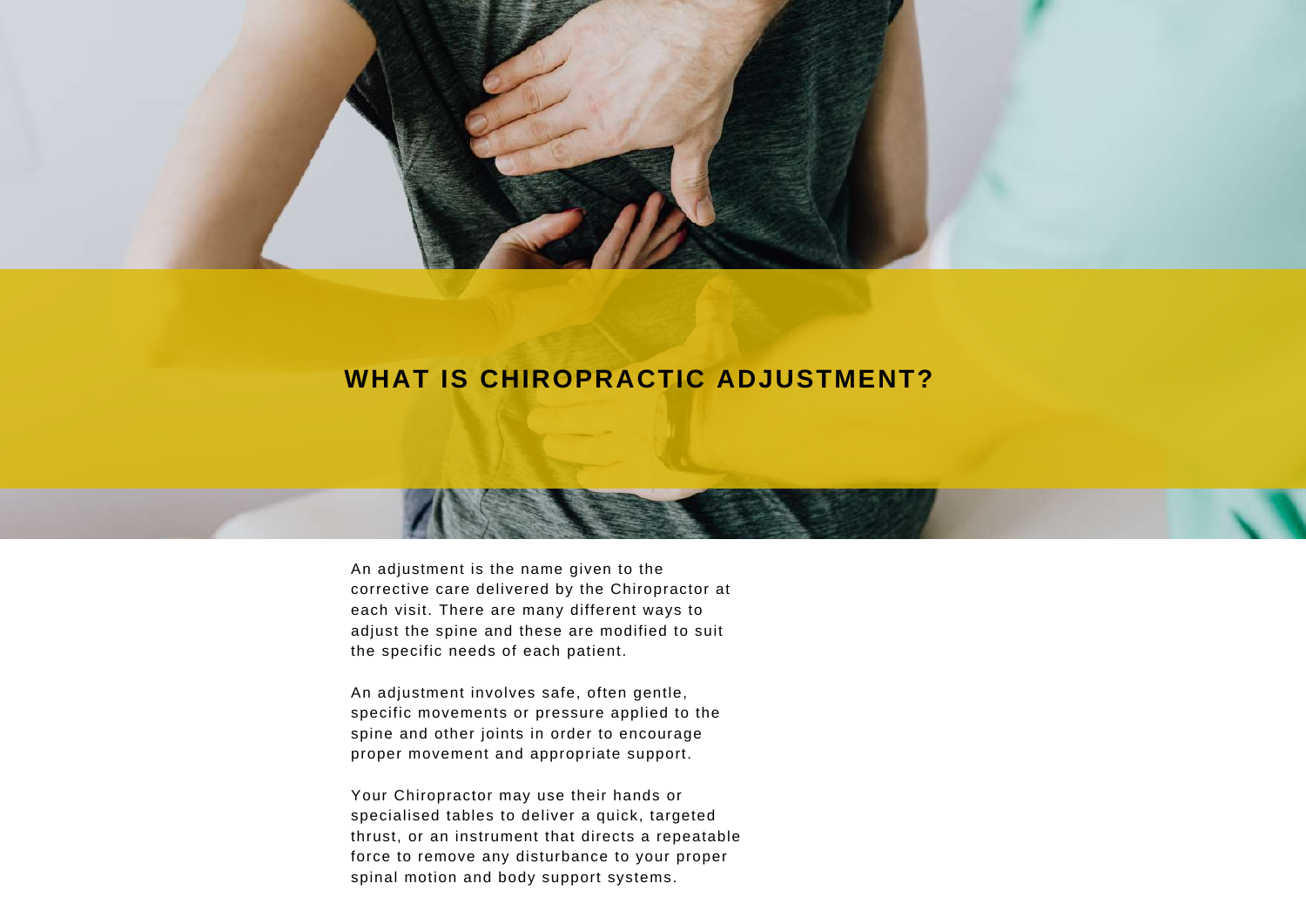# WHAT IS CHIROPRACTIC ADJUSTMENT?

An adjustment is the name given to the corrective care delivered by the Chiropractor at each visit. There are many different ways to adjust the spine and these are modified to suit the specific needs of each patient.

An adjustment involves safe, often gentle, specific movements or pressure applied to the spine and other joints in order to encourage proper movement and appropriate support.

Your Chiropractor may use their hands or specialised tables to deliver a quick, targeted thrust, or an instrument that directs a repeatable force to remove any disturbance to your proper spinal motion and body support systems.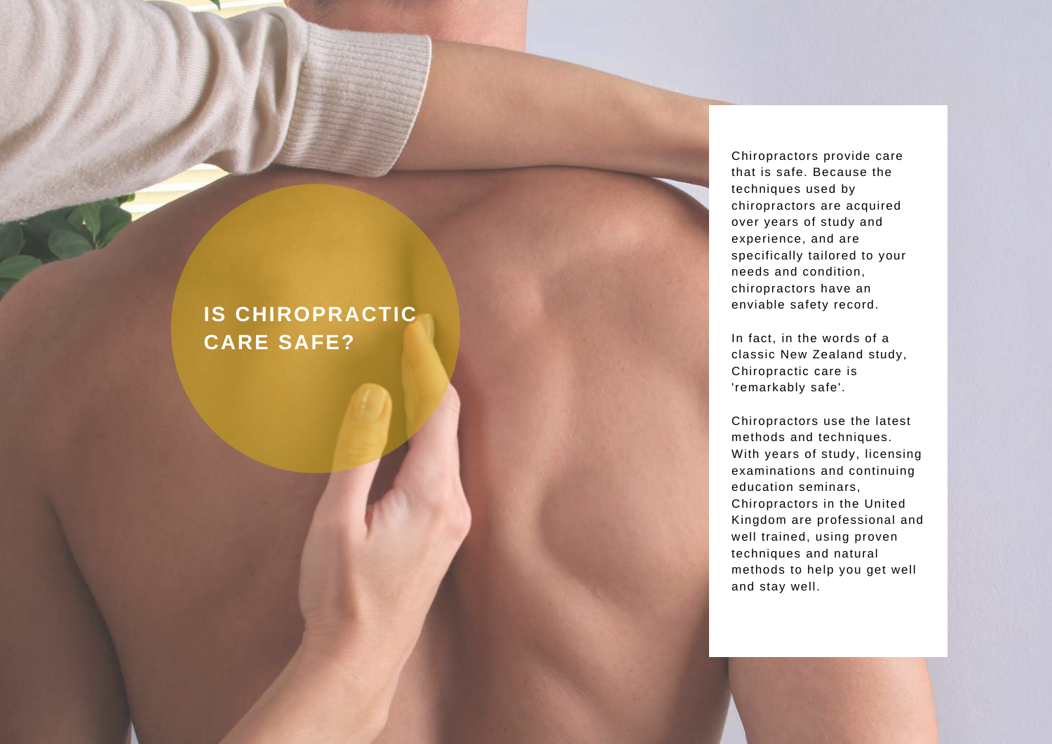# IS CHIROPRACTIC CARE SAFE?

Chiropractors provide care that is safe. Because the techniques used by chiropractors are acquired over years of study and experience, and are specifically tailored to your needs and condition, chiropractors have an enviable safety record.

In fact, in the words of a classic New Zealand study, Chiropractic care is 'remarkably safe'.

Chiropractors use the latest methods and techniques. With years of study, licensing examinations and continuing education seminars, Chiropractors in the United Kingdom are professional and well trained, using proven techniques and natural methods to help you get well and stay well.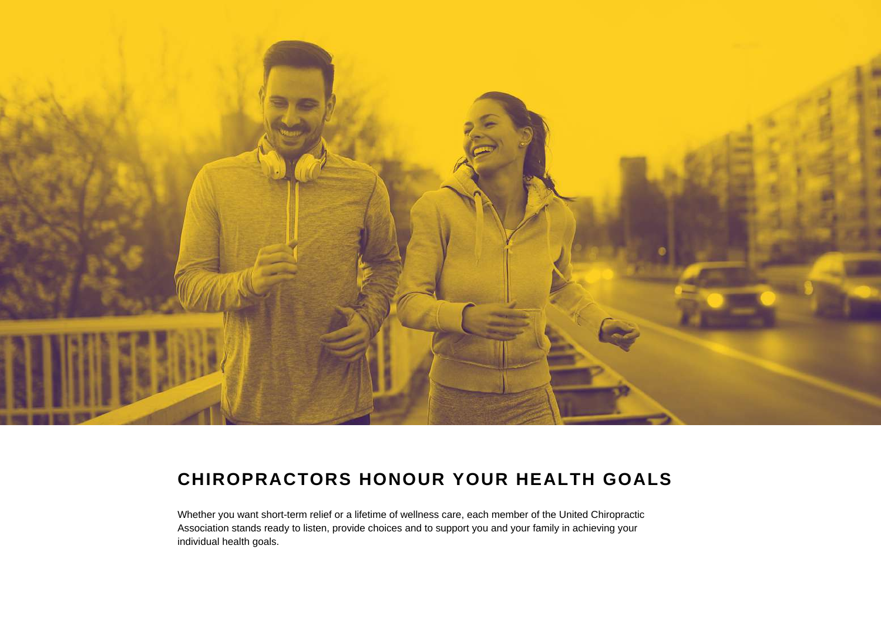## CHIROPRACTORS HONOUR YOUR HEALTH GOALS

Whether you want short-term relief or a lifetime of wellness care, each member of the United Chiropractic Association stands ready to listen, provide choices and to support you and your family in achieving your individual health goals.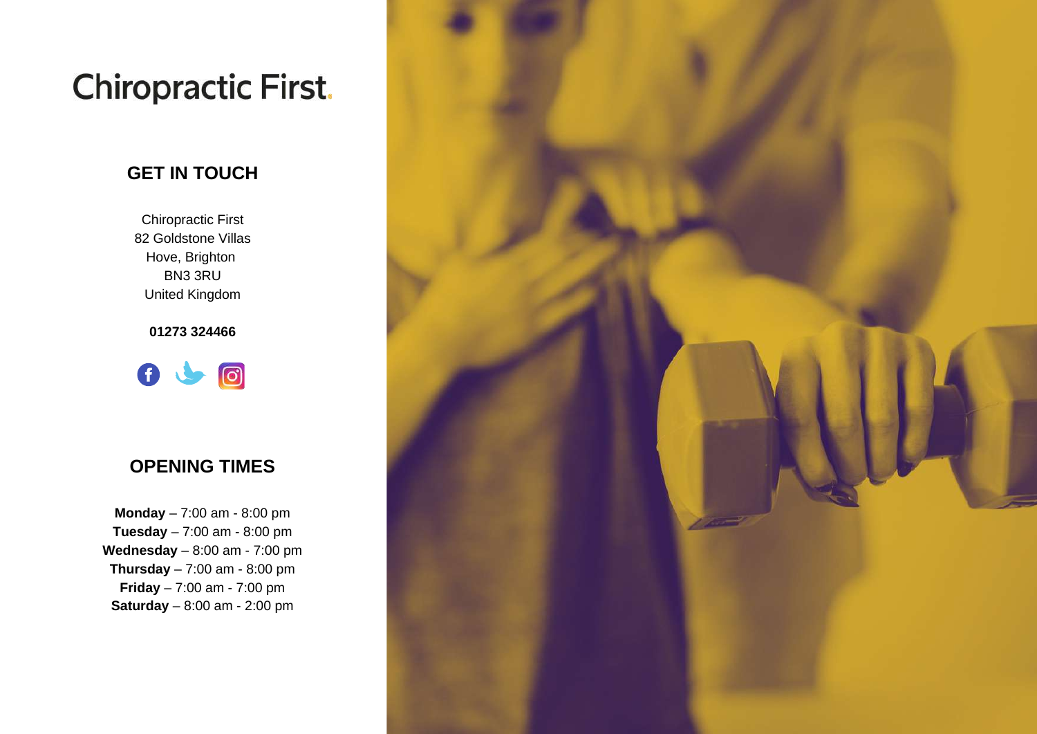# Chiropractic First.

## GET IN TOUCH

Chiropractic First
82 Goldstone Villas
Hove, Brighton
BN3 3RU
United Kingdom

**01273 324466**

## OPENING TIMES

**Monday** – 7:00 am - 8:00 pm
**Tuesday** – 7:00 am - 8:00 pm
**Wednesday** – 8:00 am - 7:00 pm
**Thursday** – 7:00 am - 8:00 pm
**Friday** – 7:00 am - 7:00 pm
**Saturday** – 8:00 am - 2:00 pm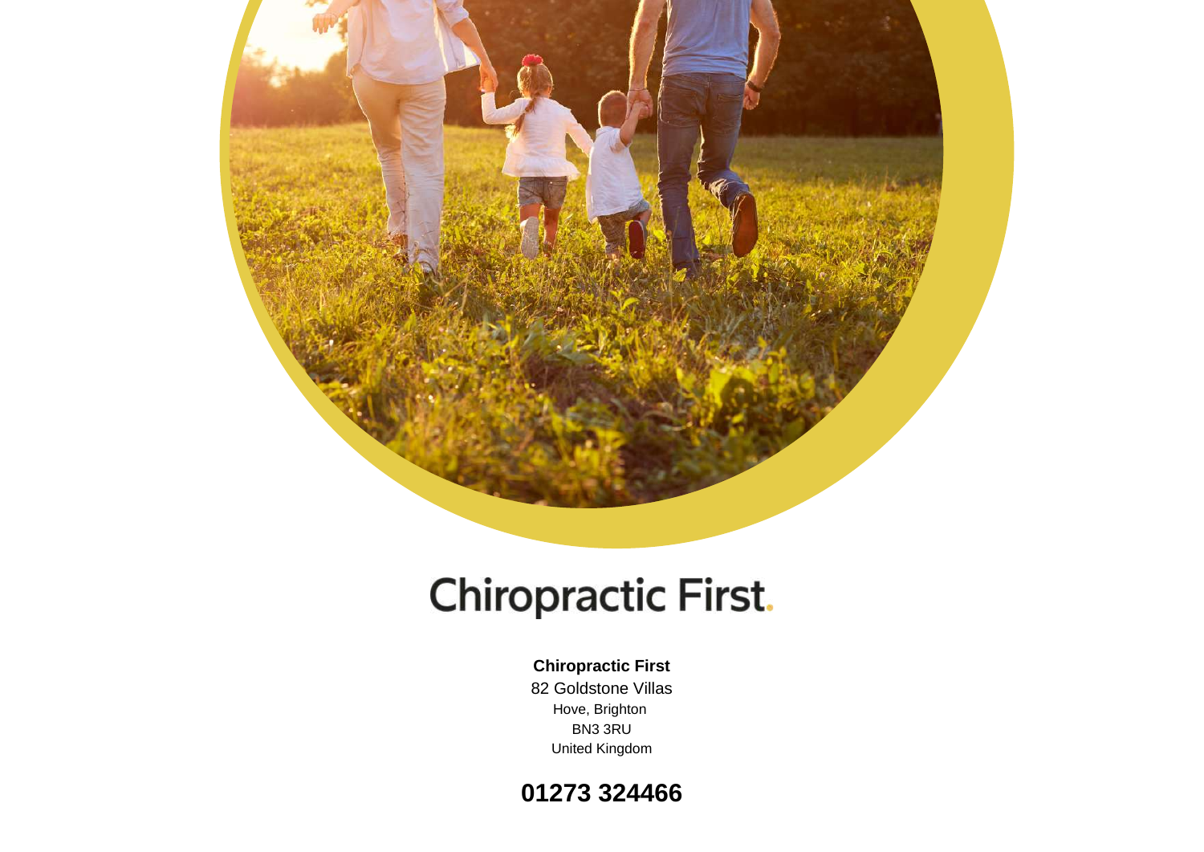# Chiropractic First.

**Chiropractic First**
82 Goldstone Villas
Hove, Brighton
BN3 3RU
United Kingdom

**01273 324466**